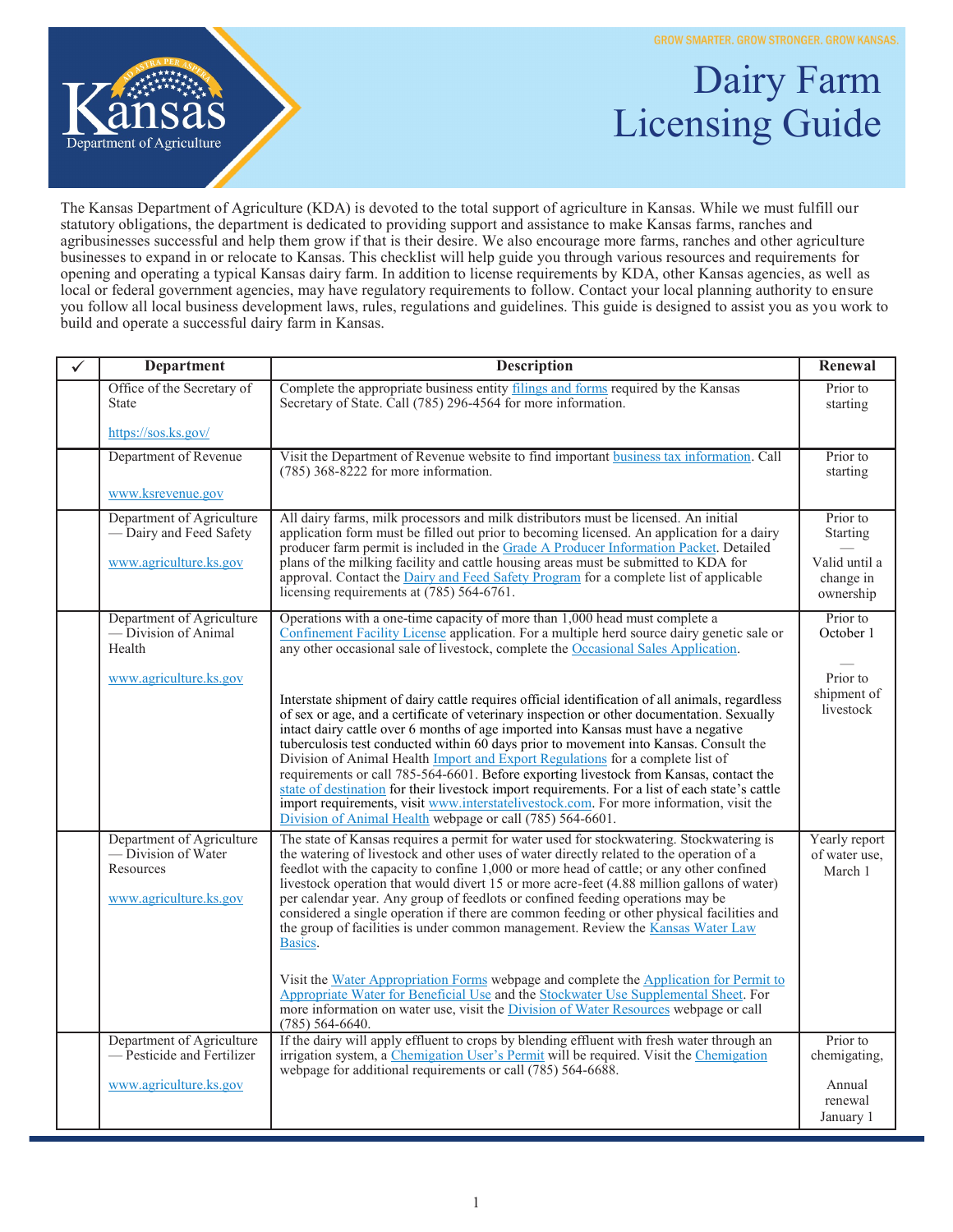GROW SMARTER. GROW STRONGER. GROW KANSAS.

# Dairy Farm Licensing Guide

The Kansas Department of Agriculture (KDA) is devoted to the total support of agriculture in Kansas. While we must fulfill our statutory obligations, the department is dedicated to providing support and assistance to make Kansas farms, ranches and agribusinesses successful and help them grow if that is their desire. We also encourage more farms, ranches and other agriculture businesses to expand in or relocate to Kansas. This checklist will help guide you through various resources and requirements for opening and operating a typical Kansas dairy farm. In addition to license requirements by KDA, other Kansas agencies, as well as local or federal government agencies, may have regulatory requirements to follow. Contact your local planning authority to ensure you follow all local business development laws, rules, regulations and guidelines. This guide is designed to assist you as you work to build and operate a successful dairy farm in Kansas.

| ✓ | Department | Description | Renewal |
|---|---|---|---|
| | Office of the Secretary of State<br><br>https://sos.ks.gov/ | Complete the appropriate business entity filings and forms required by the Kansas Secretary of State. Call (785) 296-4564 for more information. | Prior to starting |
| | Department of Revenue<br><br>www.ksrevenue.gov | Visit the Department of Revenue website to find important business tax information. Call (785) 368-8222 for more information. | Prior to starting |
| | Department of Agriculture — Dairy and Feed Safety<br><br>www.agriculture.ks.gov | All dairy farms, milk processors and milk distributors must be licensed. An initial application form must be filled out prior to becoming licensed. An application for a dairy producer farm permit is included in the Grade A Producer Information Packet. Detailed plans of the milking facility and cattle housing areas must be submitted to KDA for approval. Contact the Dairy and Feed Safety Program for a complete list of applicable licensing requirements at (785) 564-6761. | Prior to Starting<br>—<br>Valid until a change in ownership |
| | Department of Agriculture — Division of Animal Health<br><br>www.agriculture.ks.gov | Operations with a one-time capacity of more than 1,000 head must complete a Confinement Facility License application. For a multiple herd source dairy genetic sale or any other occasional sale of livestock, complete the Occasional Sales Application.<br><br>Interstate shipment of dairy cattle requires official identification of all animals, regardless of sex or age, and a certificate of veterinary inspection or other documentation. Sexually intact dairy cattle over 6 months of age imported into Kansas must have a negative tuberculosis test conducted within 60 days prior to movement into Kansas. Consult the Division of Animal Health Import and Export Regulations for a complete list of requirements or call 785-564-6601. Before exporting livestock from Kansas, contact the state of destination for their livestock import requirements. For a list of each state's cattle import requirements, visit www.interstatelivestock.com. For more information, visit the Division of Animal Health webpage or call (785) 564-6601. | Prior to October 1<br>—<br>Prior to shipment of livestock |
| | Department of Agriculture — Division of Water Resources<br><br>www.agriculture.ks.gov | The state of Kansas requires a permit for water used for stockwatering. Stockwatering is the watering of livestock and other uses of water directly related to the operation of a feedlot with the capacity to confine 1,000 or more head of cattle; or any other confined livestock operation that would divert 15 or more acre-feet (4.88 million gallons of water) per calendar year. Any group of feedlots or confined feeding operations may be considered a single operation if there are common feeding or other physical facilities and the group of facilities is under common management. Review the Kansas Water Law Basics.<br><br>Visit the Water Appropriation Forms webpage and complete the Application for Permit to Appropriate Water for Beneficial Use and the Stockwater Use Supplemental Sheet. For more information on water use, visit the Division of Water Resources webpage or call (785) 564-6640. | Yearly report of water use, March 1 |
| | Department of Agriculture — Pesticide and Fertilizer<br><br>www.agriculture.ks.gov | If the dairy will apply effluent to crops by blending effluent with fresh water through an irrigation system, a Chemigation User's Permit will be required. Visit the Chemigation webpage for additional requirements or call (785) 564-6688. | Prior to chemigating,<br><br>Annual renewal January 1 |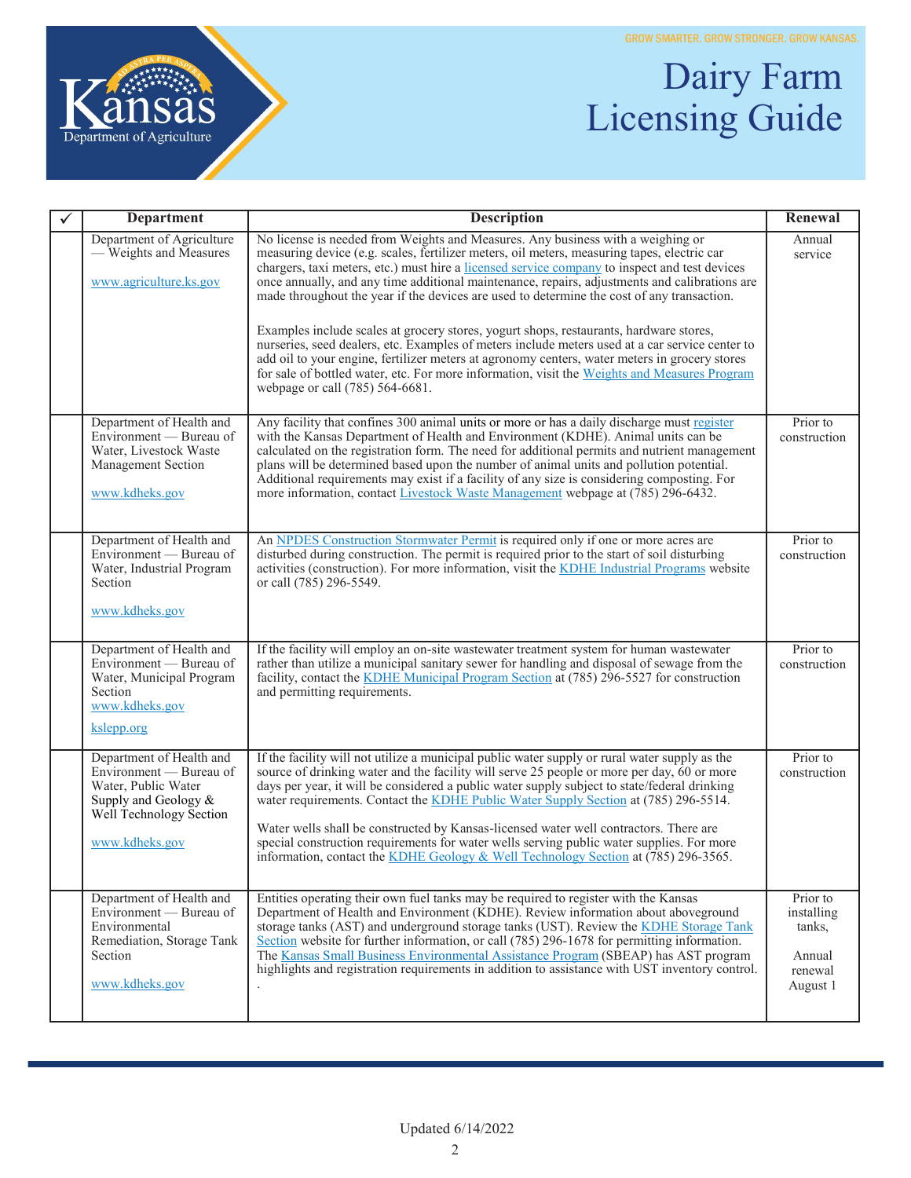GROW SMARTER. GROW STRONGER. GROW KANSAS.

Kansas Department of Agriculture

# Dairy Farm Licensing Guide

| ✓ | Department | Description | Renewal |
|---|---|---|---|
| | Department of Agriculture — Weights and Measures<br><br>www.agriculture.ks.gov | No license is needed from Weights and Measures. Any business with a weighing or measuring device (e.g. scales, fertilizer meters, oil meters, measuring tapes, electric car chargers, taxi meters, etc.) must hire a licensed service company to inspect and test devices once annually, and any time additional maintenance, repairs, adjustments and calibrations are made throughout the year if the devices are used to determine the cost of any transaction.<br><br>Examples include scales at grocery stores, yogurt shops, restaurants, hardware stores, nurseries, seed dealers, etc. Examples of meters include meters used at a car service center to add oil to your engine, fertilizer meters at agronomy centers, water meters in grocery stores for sale of bottled water, etc. For more information, visit the Weights and Measures Program webpage or call (785) 564-6681. | Annual service |
| | Department of Health and Environment — Bureau of Water, Livestock Waste Management Section<br><br>www.kdheks.gov | Any facility that confines 300 animal units or more or has a daily discharge must register with the Kansas Department of Health and Environment (KDHE). Animal units can be calculated on the registration form. The need for additional permits and nutrient management plans will be determined based upon the number of animal units and pollution potential. Additional requirements may exist if a facility of any size is considering composting. For more information, contact Livestock Waste Management webpage at (785) 296-6432. | Prior to construction |
| | Department of Health and Environment — Bureau of Water, Industrial Program Section<br><br>www.kdheks.gov | An NPDES Construction Stormwater Permit is required only if one or more acres are disturbed during construction. The permit is required prior to the start of soil disturbing activities (construction). For more information, visit the KDHE Industrial Programs website or call (785) 296-5549. | Prior to construction |
| | Department of Health and Environment — Bureau of Water, Municipal Program Section<br>www.kdheks.gov<br><br>kslepp.org | If the facility will employ an on-site wastewater treatment system for human wastewater rather than utilize a municipal sanitary sewer for handling and disposal of sewage from the facility, contact the KDHE Municipal Program Section at (785) 296-5527 for construction and permitting requirements. | Prior to construction |
| | Department of Health and Environment — Bureau of Water, Public Water Supply and Geology & Well Technology Section<br><br>www.kdheks.gov | If the facility will not utilize a municipal public water supply or rural water supply as the source of drinking water and the facility will serve 25 people or more per day, 60 or more days per year, it will be considered a public water supply subject to state/federal drinking water requirements. Contact the KDHE Public Water Supply Section at (785) 296-5514.<br><br>Water wells shall be constructed by Kansas-licensed water well contractors. There are special construction requirements for water wells serving public water supplies. For more information, contact the KDHE Geology & Well Technology Section at (785) 296-3565. | Prior to construction |
| | Department of Health and Environment — Bureau of Environmental Remediation, Storage Tank Section<br><br>www.kdheks.gov | Entities operating their own fuel tanks may be required to register with the Kansas Department of Health and Environment (KDHE). Review information about aboveground storage tanks (AST) and underground storage tanks (UST). Review the KDHE Storage Tank Section website for further information, or call (785) 296-1678 for permitting information. The Kansas Small Business Environmental Assistance Program (SBEAP) has AST program highlights and registration requirements in addition to assistance with UST inventory control.<br>. | Prior to installing tanks,<br><br>Annual renewal August 1 |

Updated 6/14/2022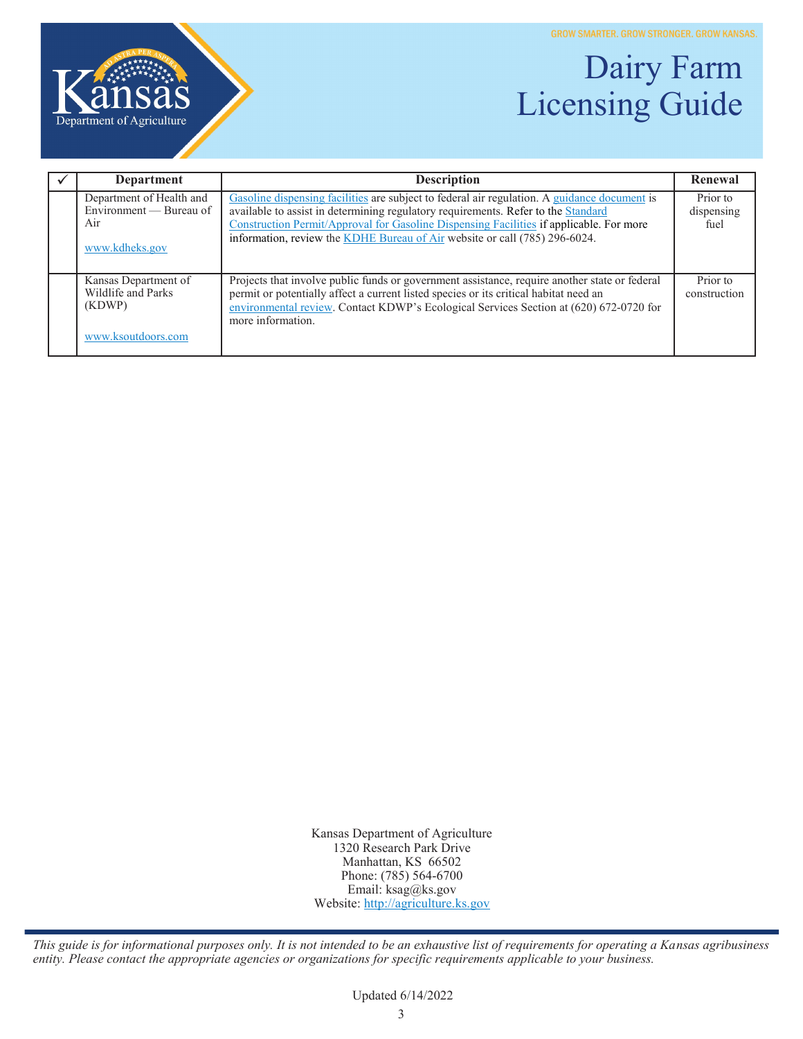# Dairy Farm Licensing Guide

GROW SMARTER. GROW STRONGER. GROW KANSAS.

| ✓ | Department | Description | Renewal |
|---|---|---|---|
| | Department of Health and Environment — Bureau of Air<br><br>www.kdheks.gov | Gasoline dispensing facilities are subject to federal air regulation. A guidance document is available to assist in determining regulatory requirements. Refer to the Standard Construction Permit/Approval for Gasoline Dispensing Facilities if applicable. For more information, review the KDHE Bureau of Air website or call (785) 296-6024. | Prior to dispensing fuel |
| | Kansas Department of Wildlife and Parks (KDWP)<br><br>www.ksoutdoors.com | Projects that involve public funds or government assistance, require another state or federal permit or potentially affect a current listed species or its critical habitat need an environmental review. Contact KDWP's Ecological Services Section at (620) 672-0720 for more information. | Prior to construction |

Kansas Department of Agriculture
1320 Research Park Drive
Manhattan, KS 66502
Phone: (785) 564-6700
Email: ksag@ks.gov
Website: http://agriculture.ks.gov

*This guide is for informational purposes only. It is not intended to be an exhaustive list of requirements for operating a Kansas agribusiness entity. Please contact the appropriate agencies or organizations for specific requirements applicable to your business.*

Updated 6/14/2022